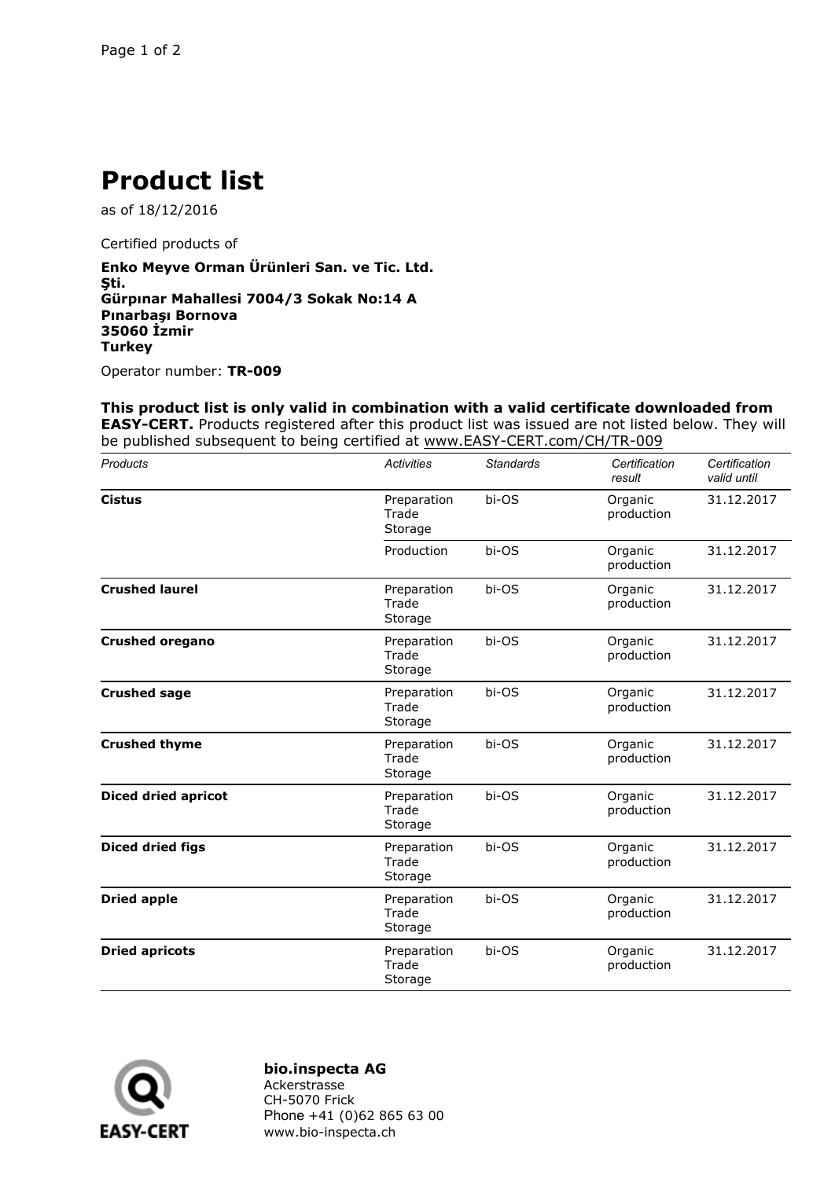# Product list

as of 18/12/2016

Certified products of

**Enko Meyve Orman Ürünleri San. ve Tic. Ltd. Şti.**
**Gürpınar Mahallesi 7004/3 Sokak No:14 A**
**Pınarbaşı Bornova**
**35060 İzmir**
**Turkey**

Operator number: **TR-009**

**This product list is only valid in combination with a valid certificate downloaded from EASY-CERT.** Products registered after this product list was issued are not listed below. They will be published subsequent to being certified at www.EASY-CERT.com/CH/TR-009

| *Products* | *Activities* | *Standards* | *Certification result* | *Certification valid until* |
|---|---|---|---|---|
| **Cistus** | Preparation Trade Storage | bi-OS | Organic production | 31.12.2017 |
| | Production | bi-OS | Organic production | 31.12.2017 |
| **Crushed laurel** | Preparation Trade Storage | bi-OS | Organic production | 31.12.2017 |
| **Crushed oregano** | Preparation Trade Storage | bi-OS | Organic production | 31.12.2017 |
| **Crushed sage** | Preparation Trade Storage | bi-OS | Organic production | 31.12.2017 |
| **Crushed thyme** | Preparation Trade Storage | bi-OS | Organic production | 31.12.2017 |
| **Diced dried apricot** | Preparation Trade Storage | bi-OS | Organic production | 31.12.2017 |
| **Diced dried figs** | Preparation Trade Storage | bi-OS | Organic production | 31.12.2017 |
| **Dried apple** | Preparation Trade Storage | bi-OS | Organic production | 31.12.2017 |
| **Dried apricots** | Preparation Trade Storage | bi-OS | Organic production | 31.12.2017 |

**bio.inspecta AG**
Ackerstrasse
CH-5070 Frick
Phone +41 (0)62 865 63 00
www.bio-inspecta.ch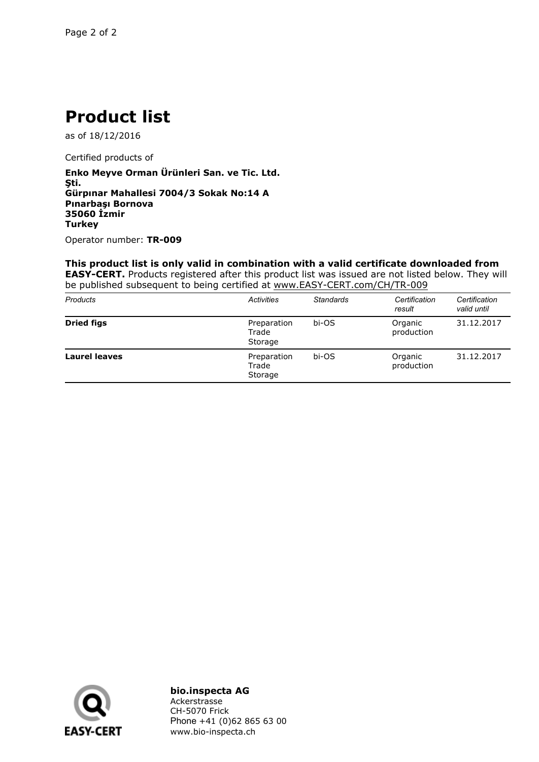# Product list

as of 18/12/2016

Certified products of

**Enko Meyve Orman Ürünleri San. ve Tic. Ltd. Şti.**
**Gürpınar Mahallesi 7004/3 Sokak No:14 A**
**Pınarbaşı Bornova**
**35060 İzmir**
**Turkey**

Operator number: **TR-009**

**This product list is only valid in combination with a valid certificate downloaded from EASY-CERT.** Products registered after this product list was issued are not listed below. They will be published subsequent to being certified at www.EASY-CERT.com/CH/TR-009

| *Products* | *Activities* | *Standards* | *Certification result* | *Certification valid until* |
|---|---|---|---|---|
| **Dried figs** | Preparation<br>Trade<br>Storage | bi-OS | Organic production | 31.12.2017 |
| **Laurel leaves** | Preparation<br>Trade<br>Storage | bi-OS | Organic production | 31.12.2017 |

EASY-CERT

**bio.inspecta AG**
Ackerstrasse
CH-5070 Frick
Phone +41 (0)62 865 63 00
www.bio-inspecta.ch